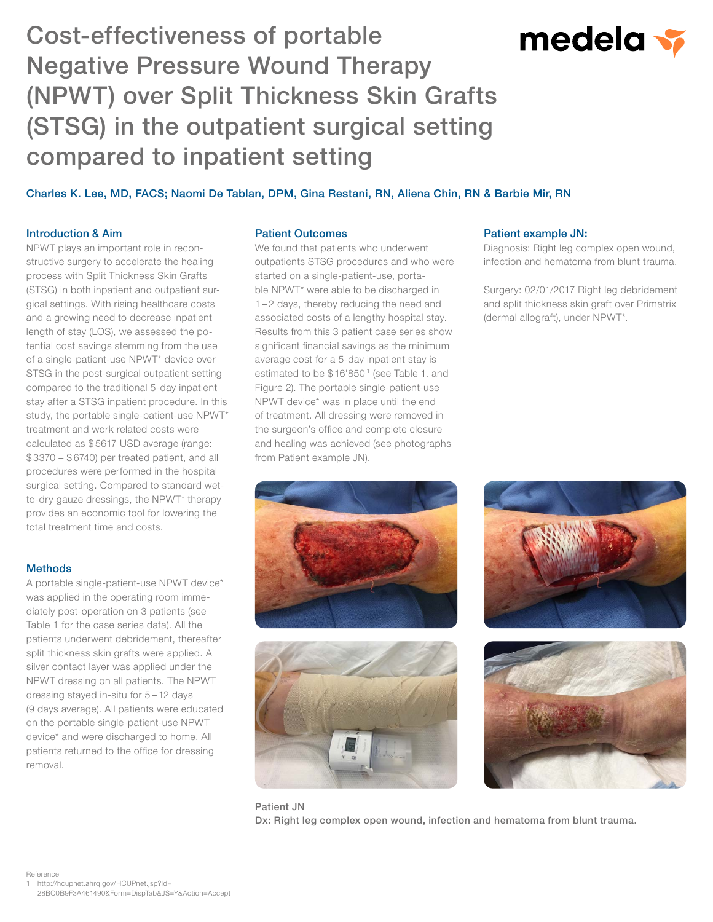# Cost-effectiveness of portable Negative Pressure Wound Therapy (NPWT) over Split Thickness Skin Grafts (STSG) in the outpatient surgical setting compared to inpatient setting

medela

Charles K. Lee, MD, FACS; Naomi De Tablan, DPM, Gina Restani, RN, Aliena Chin, RN & Barbie Mir, RN

## Introduction & Aim

NPWT plays an important role in reconstructive surgery to accelerate the healing process with Split Thickness Skin Grafts (STSG) in both inpatient and outpatient surgical settings. With rising healthcare costs and a growing need to decrease inpatient length of stay (LOS), we assessed the potential cost savings stemming from the use of a single-patient-use NPWT* device over STSG in the post-surgical outpatient setting compared to the traditional 5-day inpatient stay after a STSG inpatient procedure. In this study, the portable single-patient-use NPWT* treatment and work related costs were calculated as $5617 USD average (range: $3370 – $6740) per treated patient, and all procedures were performed in the hospital surgical setting. Compared to standard wet-to-dry gauze dressings, the NPWT* therapy provides an economic tool for lowering the total treatment time and costs.

## Methods

A portable single-patient-use NPWT device* was applied in the operating room immediately post-operation on 3 patients (see Table 1 for the case series data). All the patients underwent debridement, thereafter split thickness skin grafts were applied. A silver contact layer was applied under the NPWT dressing on all patients. The NPWT dressing stayed in-situ for 5 – 12 days (9 days average). All patients were educated on the portable single-patient-use NPWT device* and were discharged to home. All patients returned to the office for dressing removal.

## Patient Outcomes

We found that patients who underwent outpatients STSG procedures and who were started on a single-patient-use, portable NPWT* were able to be discharged in 1 – 2 days, thereby reducing the need and associated costs of a lengthy hospital stay. Results from this 3 patient case series show significant financial savings as the minimum average cost for a 5-day inpatient stay is estimated to be $16'850 [1] (see Table 1. and Figure 2). The portable single-patient-use NPWT device* was in place until the end of treatment. All dressing were removed in the surgeon's office and complete closure and healing was achieved (see photographs from Patient example JN).

## Patient example JN:

Diagnosis: Right leg complex open wound, infection and hematoma from blunt trauma.

Surgery: 02/01/2017 Right leg debridement and split thickness skin graft over Primatrix (dermal allograft), under NPWT*.

Patient JN
**Dx: Right leg complex open wound, infection and hematoma from blunt trauma.**

Reference

1 http://hcupnet.ahrq.gov/HCUPnet.jsp?Id=28BC0B9F3A461490&Form=DispTab&JS=Y&Action=Accept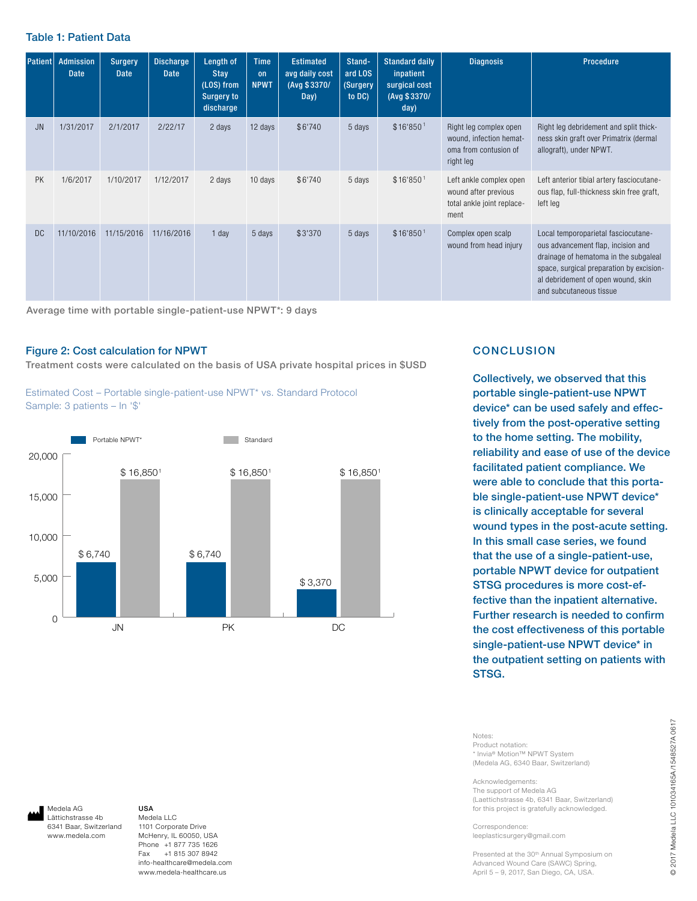### Table 1: Patient Data

| Patient | Admission Date | Surgery Date | Discharge Date | Length of Stay (LOS) from Surgery to discharge | Time on NPWT | Estimated avg daily cost (Avg $3370/ Day) | Standard LOS (Surgery to DC) | Standard daily inpatient surgical cost (Avg $3370/ day) | Diagnosis | Procedure |
|---|---|---|---|---|---|---|---|---|---|---|
| JN | 1/31/2017 | 2/1/2017 | 2/22/17 | 2 days | 12 days | $6'740 | 5 days | $16'850[1] | Right leg complex open wound, infection hematoma from contusion of right leg | Right leg debridement and split thickness skin graft over Primatrix (dermal allograft), under NPWT. |
| PK | 1/6/2017 | 1/10/2017 | 1/12/2017 | 2 days | 10 days | $6'740 | 5 days | $16'850[1] | Left ankle complex open wound after previous total ankle joint replacement | Left anterior tibial artery fasciocutaneous flap, full-thickness skin free graft, left leg |
| DC | 11/10/2016 | 11/15/2016 | 11/16/2016 | 1 day | 5 days | $3'370 | 5 days | $16'850[1] | Complex open scalp wound from head injury | Local temporoparietal fasciocutaneous advancement flap, incision and drainage of hematoma in the subgaleal space, surgical preparation by excisional debridement of open wound, skin and subcutaneous tissue |

Average time with portable single-patient-use NPWT*: 9 days

### Figure 2: Cost calculation for NPWT

Treatment costs were calculated on the basis of USA private hospital prices in $USD

Estimated Cost – Portable single-patient-use NPWT* vs. Standard Protocol
Sample: 3 patients – In '$'

Portable NPWT*
Standard

20,000
15,000
10,000
5,000
0

$ 6,740
$ 16,850[1]
$ 6,740
$ 16,850[1]
$ 3,370
$ 16,850[1]

JN
PK
DC

## CONCLUSION

**Collectively, we observed that this portable single-patient-use NPWT device* can be used safely and effectively from the post-operative setting to the home setting. The mobility, reliability and ease of use of the device facilitated patient compliance. We were able to conclude that this portable single-patient-use NPWT device* is clinically acceptable for several wound types in the post-acute setting. In this small case series, we found that the use of a single-patient-use, portable NPWT device for outpatient STSG procedures is more cost-effective than the inpatient alternative. Further research is needed to confirm the cost effectiveness of this portable single-patient-use NPWT device* in the outpatient setting on patients with STSG.**

Notes:
Product notation:
* Invia® Motion™ NPWT System
(Medela AG, 6340 Baar, Switzerland)

Acknowledgements:
The support of Medela AG
(Laettichstrasse 4b, 6341 Baar, Switzerland)
for this project is gratefully acknowledged.

Correspondence:
leeplasticsurgery@gmail.com

Presented at the 30th Annual Symposium on Advanced Wound Care (SAWC) Spring, April 5 – 9, 2017, San Diego, CA, USA.

Medela AG
Lättichstrasse 4b
6341 Baar, Switzerland
www.medela.com

**USA**
Medela LLC
1101 Corporate Drive
McHenry, IL 60050, USA
Phone +1 877 735 1626
Fax +1 815 307 8942
info-healthcare@medela.com
www.medela-healthcare.us

© 2017 Medela LLC 101034165A/1548527A 0617